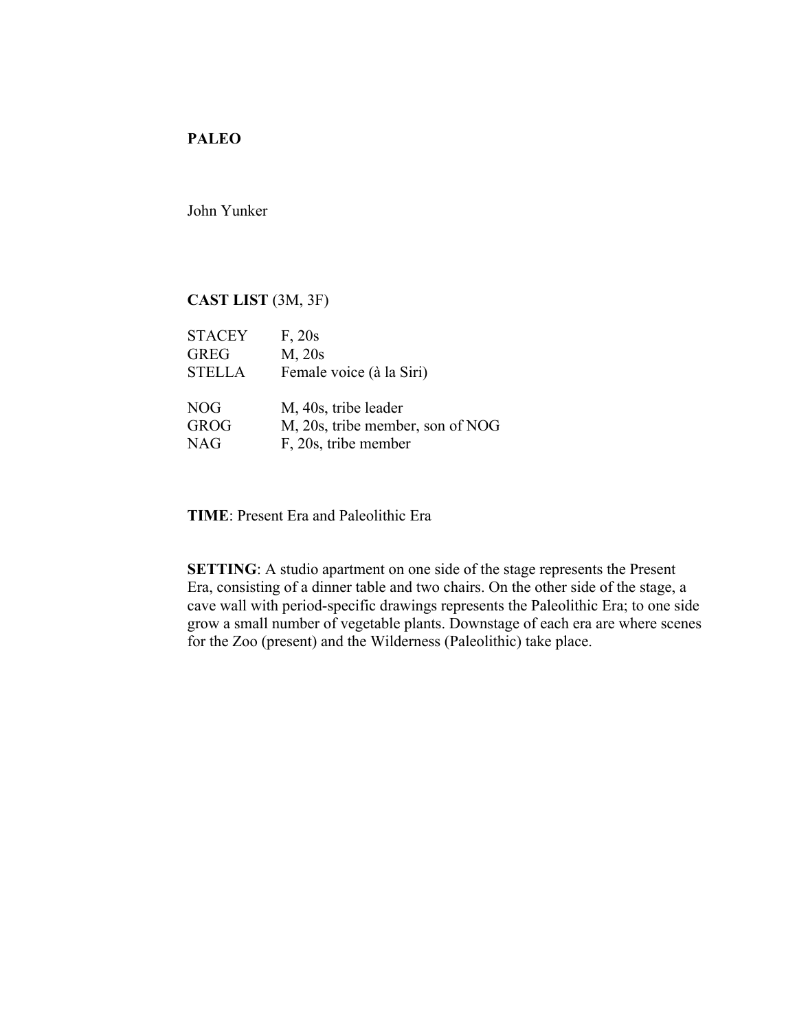# PALEO

John Yunker

**CAST LIST** (3M, 3F)

| | |
|---|---|
| STACEY | F, 20s |
| GREG | M, 20s |
| STELLA | Female voice (à la Siri) |
| | |
| NOG | M, 40s, tribe leader |
| GROG | M, 20s, tribe member, son of NOG |
| NAG | F, 20s, tribe member |

**TIME**: Present Era and Paleolithic Era

**SETTING**: A studio apartment on one side of the stage represents the Present Era, consisting of a dinner table and two chairs. On the other side of the stage, a cave wall with period-specific drawings represents the Paleolithic Era; to one side grow a small number of vegetable plants. Downstage of each era are where scenes for the Zoo (present) and the Wilderness (Paleolithic) take place.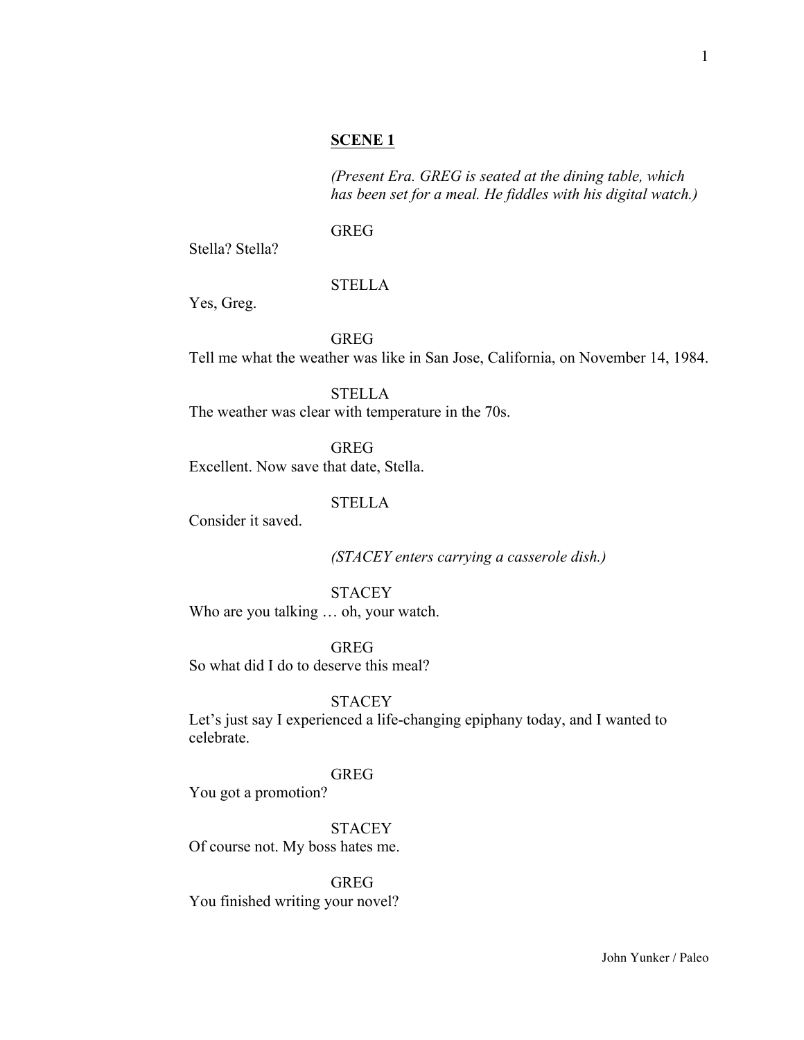**SCENE 1**

*(Present Era. GREG is seated at the dining table, which has been set for a meal. He fiddles with his digital watch.)*

GREG

Stella? Stella?

STELLA

Yes, Greg.

GREG

Tell me what the weather was like in San Jose, California, on November 14, 1984.

STELLA

The weather was clear with temperature in the 70s.

GREG

Excellent. Now save that date, Stella.

STELLA

Consider it saved.

*(STACEY enters carrying a casserole dish.)*

STACEY

Who are you talking … oh, your watch.

GREG

So what did I do to deserve this meal?

STACEY

Let's just say I experienced a life-changing epiphany today, and I wanted to celebrate.

GREG

You got a promotion?

STACEY

Of course not. My boss hates me.

GREG

You finished writing your novel?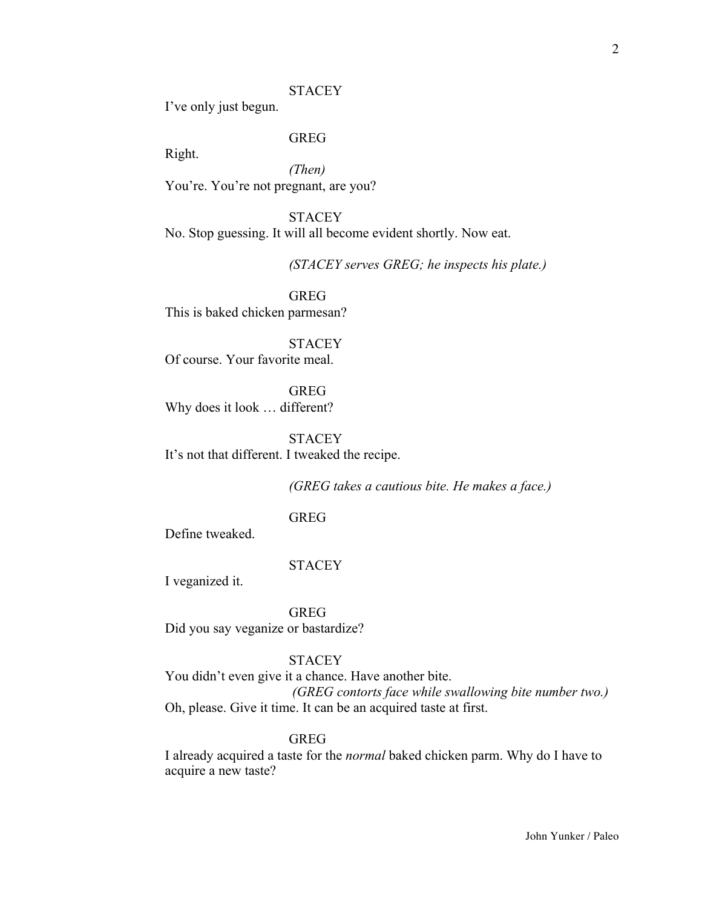STACEY

I've only just begun.

GREG

Right.

*(Then)*

You're. You're not pregnant, are you?

STACEY

No. Stop guessing. It will all become evident shortly. Now eat.

*(STACEY serves GREG; he inspects his plate.)*

GREG

This is baked chicken parmesan?

STACEY

Of course. Your favorite meal.

GREG

Why does it look … different?

STACEY

It's not that different. I tweaked the recipe.

*(GREG takes a cautious bite. He makes a face.)*

GREG

Define tweaked.

STACEY

I veganized it.

GREG

Did you say veganize or bastardize?

STACEY

You didn't even give it a chance. Have another bite.

*(GREG contorts face while swallowing bite number two.)*

Oh, please. Give it time. It can be an acquired taste at first.

GREG

I already acquired a taste for the *normal* baked chicken parm. Why do I have to acquire a new taste?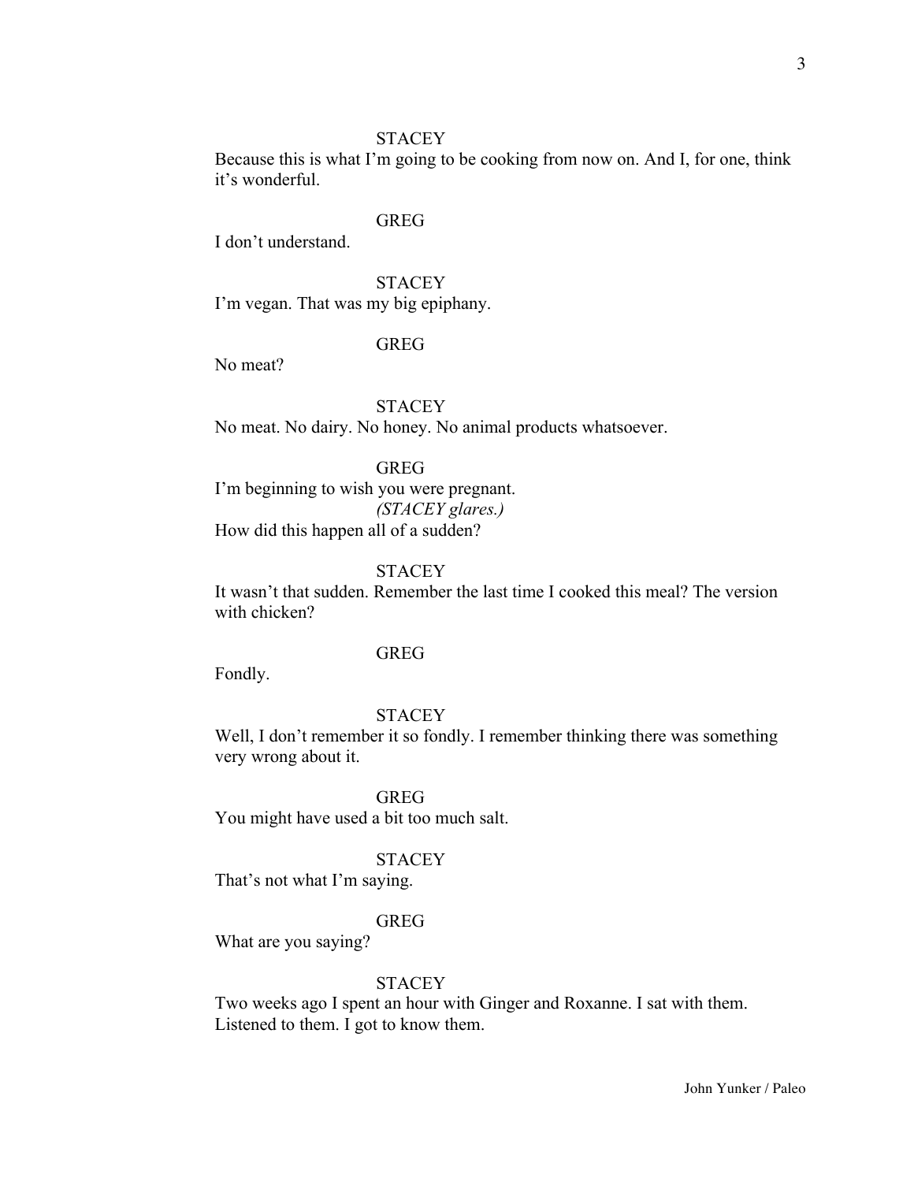STACEY

Because this is what I'm going to be cooking from now on. And I, for one, think it's wonderful.

GREG

I don't understand.

STACEY

I'm vegan. That was my big epiphany.

GREG

No meat?

STACEY

No meat. No dairy. No honey. No animal products whatsoever.

GREG

I'm beginning to wish you were pregnant.

*(STACEY glares.)*

How did this happen all of a sudden?

STACEY

It wasn't that sudden. Remember the last time I cooked this meal? The version with chicken?

GREG

Fondly.

STACEY

Well, I don't remember it so fondly. I remember thinking there was something very wrong about it.

GREG

You might have used a bit too much salt.

STACEY

That's not what I'm saying.

GREG

What are you saying?

STACEY

Two weeks ago I spent an hour with Ginger and Roxanne. I sat with them. Listened to them. I got to know them.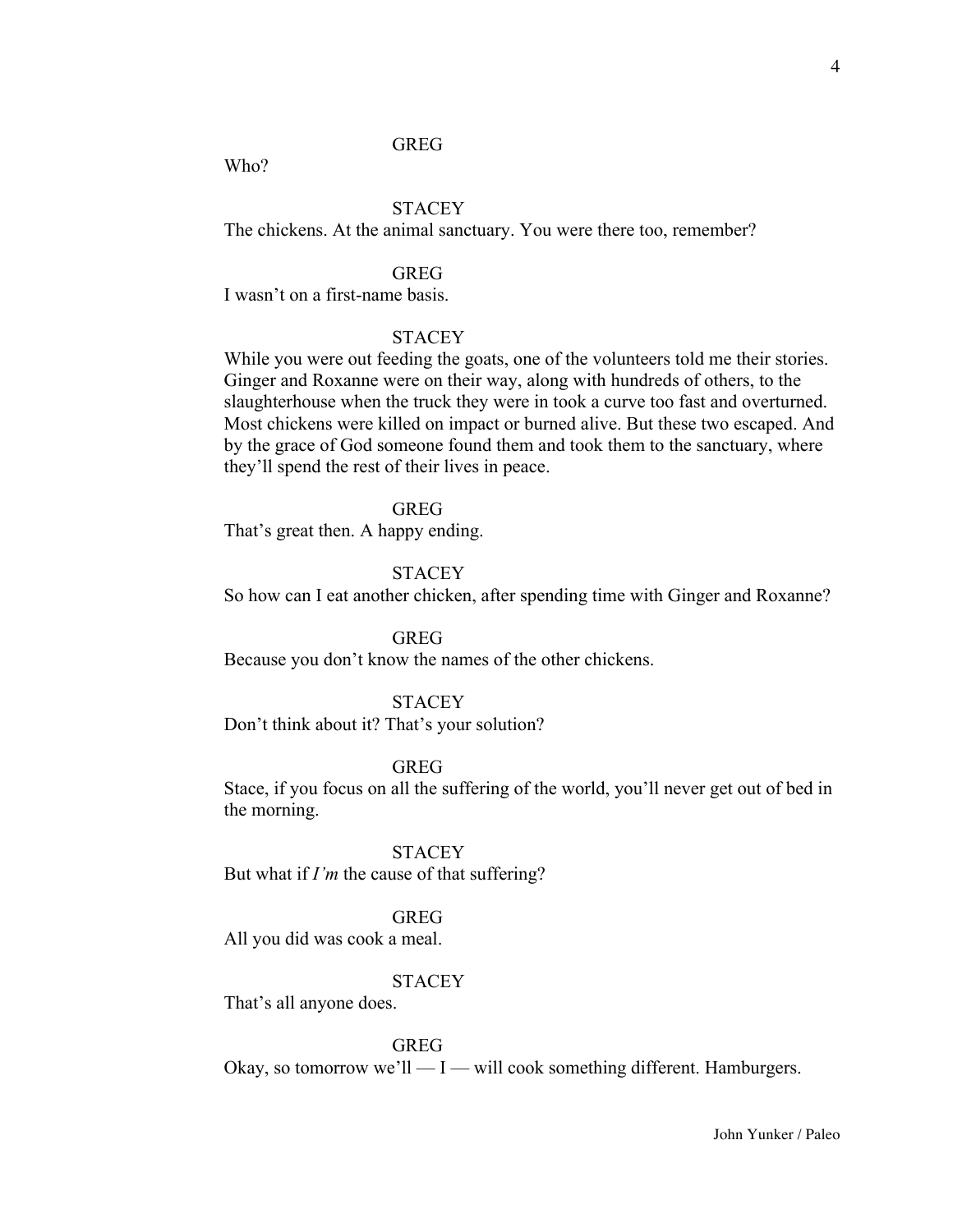GREG

Who?

STACEY

The chickens. At the animal sanctuary. You were there too, remember?

GREG

I wasn't on a first-name basis.

STACEY

While you were out feeding the goats, one of the volunteers told me their stories. Ginger and Roxanne were on their way, along with hundreds of others, to the slaughterhouse when the truck they were in took a curve too fast and overturned. Most chickens were killed on impact or burned alive. But these two escaped. And by the grace of God someone found them and took them to the sanctuary, where they'll spend the rest of their lives in peace.

GREG

That's great then. A happy ending.

STACEY

So how can I eat another chicken, after spending time with Ginger and Roxanne?

GREG

Because you don't know the names of the other chickens.

STACEY

Don't think about it? That's your solution?

GREG

Stace, if you focus on all the suffering of the world, you'll never get out of bed in the morning.

STACEY

But what if *I'm* the cause of that suffering?

GREG

All you did was cook a meal.

STACEY

That's all anyone does.

GREG

Okay, so tomorrow we'll — I — will cook something different. Hamburgers.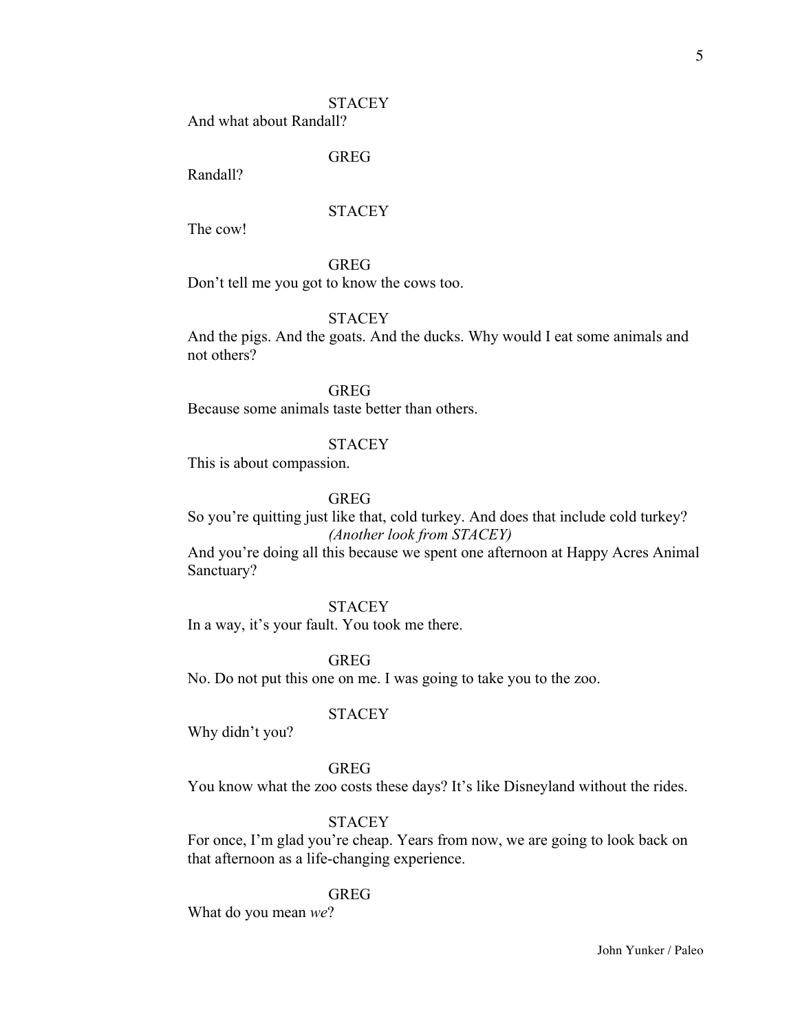STACEY

And what about Randall?

GREG

Randall?

STACEY

The cow!

GREG

Don't tell me you got to know the cows too.

STACEY

And the pigs. And the goats. And the ducks. Why would I eat some animals and not others?

GREG

Because some animals taste better than others.

STACEY

This is about compassion.

GREG

So you're quitting just like that, cold turkey. And does that include cold turkey?

*(Another look from STACEY)*

And you're doing all this because we spent one afternoon at Happy Acres Animal Sanctuary?

STACEY

In a way, it's your fault. You took me there.

GREG

No. Do not put this one on me. I was going to take you to the zoo.

STACEY

Why didn't you?

GREG

You know what the zoo costs these days? It's like Disneyland without the rides.

STACEY

For once, I'm glad you're cheap. Years from now, we are going to look back on that afternoon as a life-changing experience.

GREG

What do you mean *we*?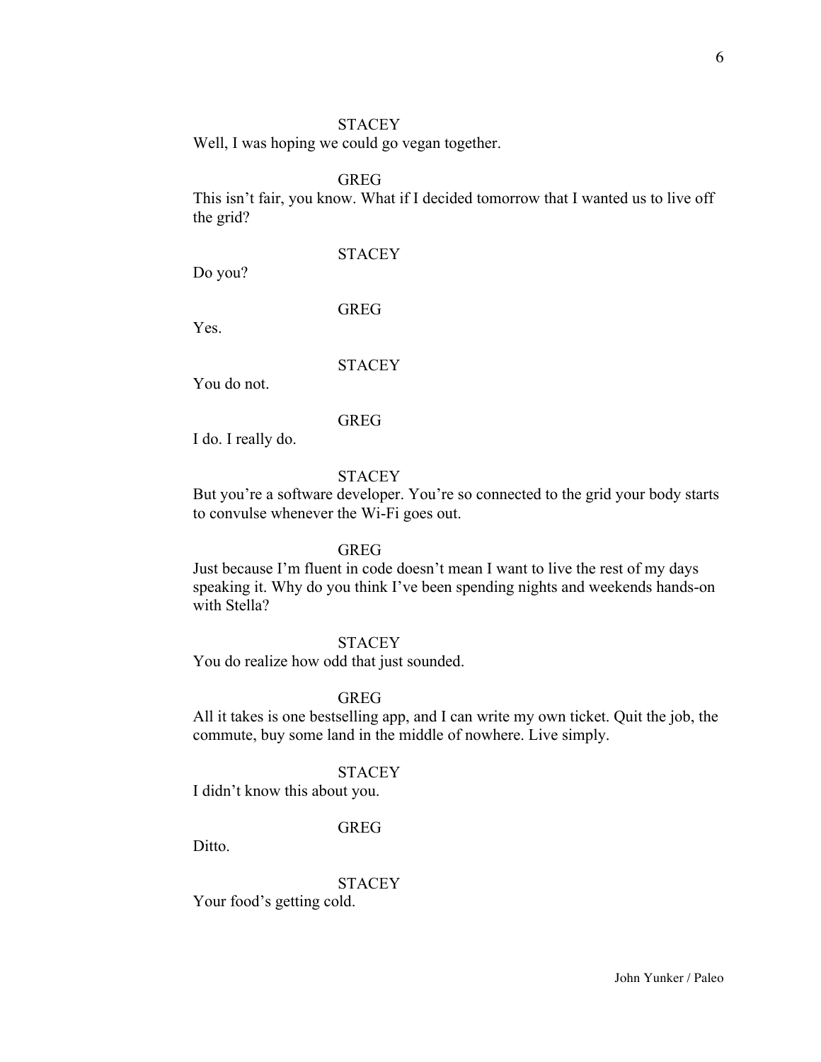STACEY

Well, I was hoping we could go vegan together.

GREG

This isn't fair, you know. What if I decided tomorrow that I wanted us to live off the grid?

STACEY

Do you?

GREG

Yes.

STACEY

You do not.

GREG

I do. I really do.

STACEY

But you're a software developer. You're so connected to the grid your body starts to convulse whenever the Wi-Fi goes out.

GREG

Just because I'm fluent in code doesn't mean I want to live the rest of my days speaking it. Why do you think I've been spending nights and weekends hands-on with Stella?

STACEY

You do realize how odd that just sounded.

GREG

All it takes is one bestselling app, and I can write my own ticket. Quit the job, the commute, buy some land in the middle of nowhere. Live simply.

STACEY

I didn't know this about you.

GREG

Ditto.

STACEY

Your food's getting cold.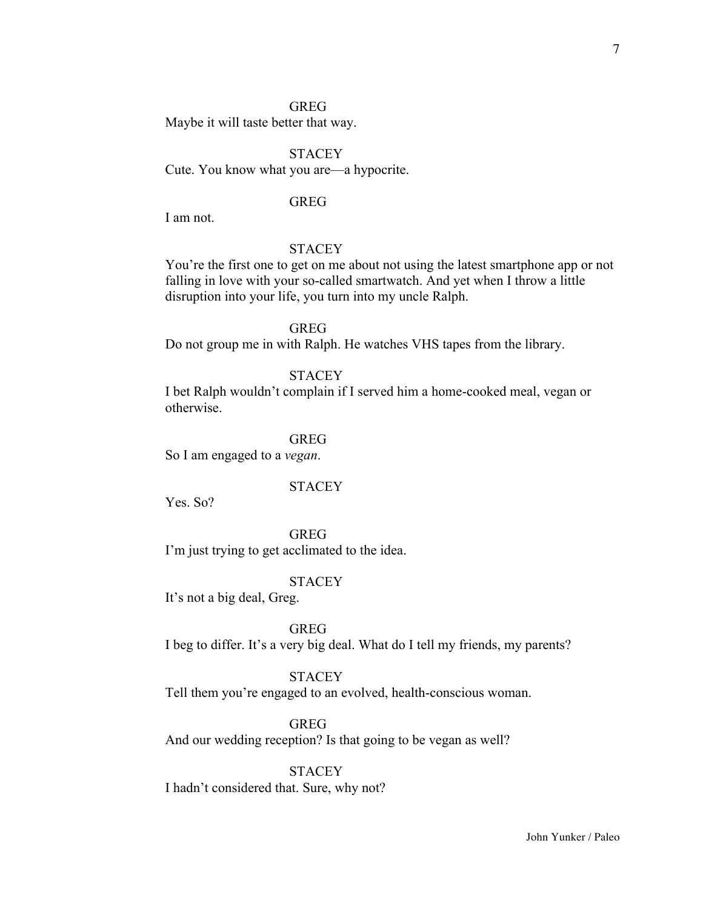GREG

Maybe it will taste better that way.

STACEY

Cute. You know what you are—a hypocrite.

GREG

I am not.

STACEY

You're the first one to get on me about not using the latest smartphone app or not falling in love with your so-called smartwatch. And yet when I throw a little disruption into your life, you turn into my uncle Ralph.

GREG

Do not group me in with Ralph. He watches VHS tapes from the library.

STACEY

I bet Ralph wouldn't complain if I served him a home-cooked meal, vegan or otherwise.

GREG

So I am engaged to a *vegan*.

STACEY

Yes. So?

GREG

I'm just trying to get acclimated to the idea.

STACEY

It's not a big deal, Greg.

GREG

I beg to differ. It's a very big deal. What do I tell my friends, my parents?

STACEY

Tell them you're engaged to an evolved, health-conscious woman.

GREG

And our wedding reception? Is that going to be vegan as well?

STACEY

I hadn't considered that. Sure, why not?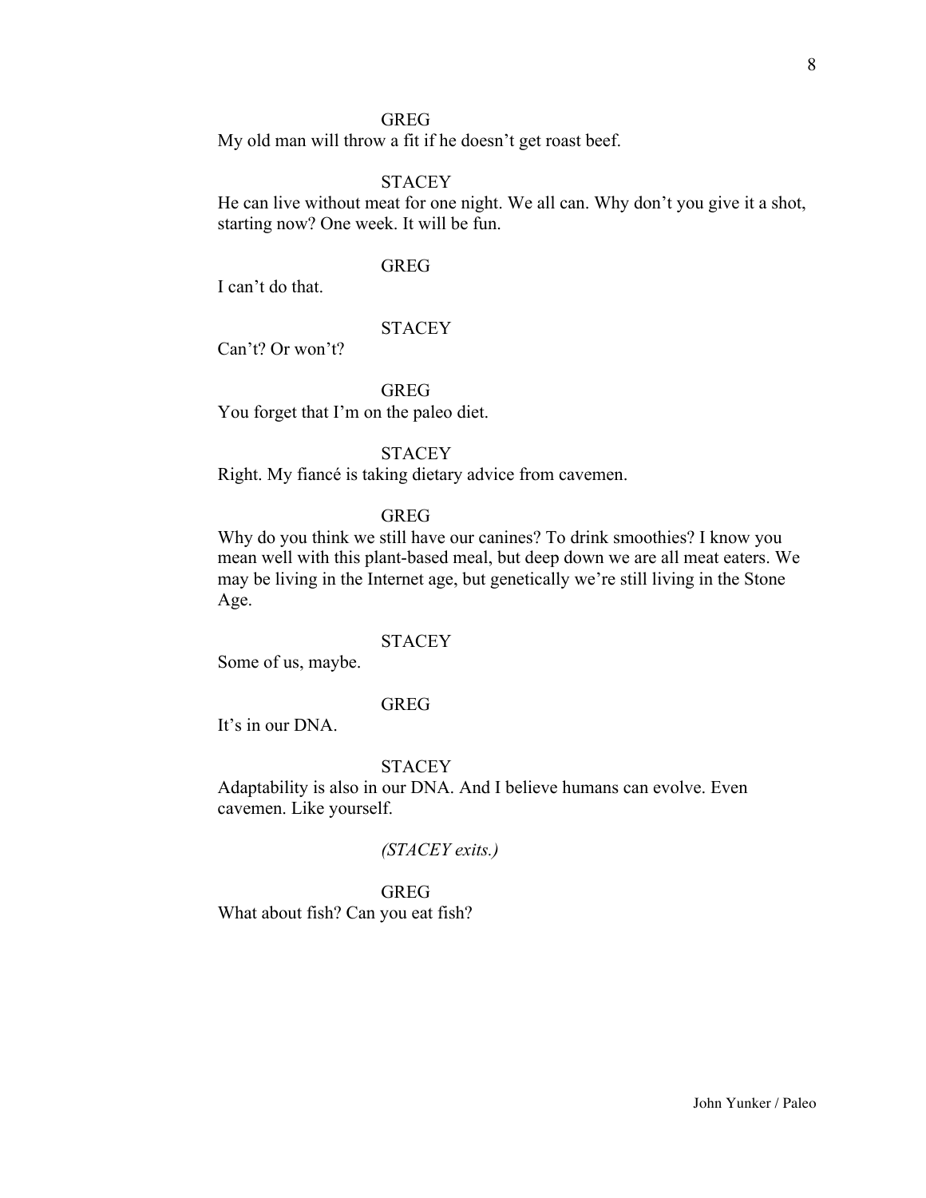GREG

My old man will throw a fit if he doesn't get roast beef.

STACEY

He can live without meat for one night. We all can. Why don't you give it a shot, starting now? One week. It will be fun.

GREG

I can't do that.

STACEY

Can't? Or won't?

GREG

You forget that I'm on the paleo diet.

STACEY

Right. My fiancé is taking dietary advice from cavemen.

GREG

Why do you think we still have our canines? To drink smoothies? I know you mean well with this plant-based meal, but deep down we are all meat eaters. We may be living in the Internet age, but genetically we're still living in the Stone Age.

STACEY

Some of us, maybe.

GREG

It's in our DNA.

STACEY

Adaptability is also in our DNA. And I believe humans can evolve. Even cavemen. Like yourself.

*(STACEY exits.)*

GREG

What about fish? Can you eat fish?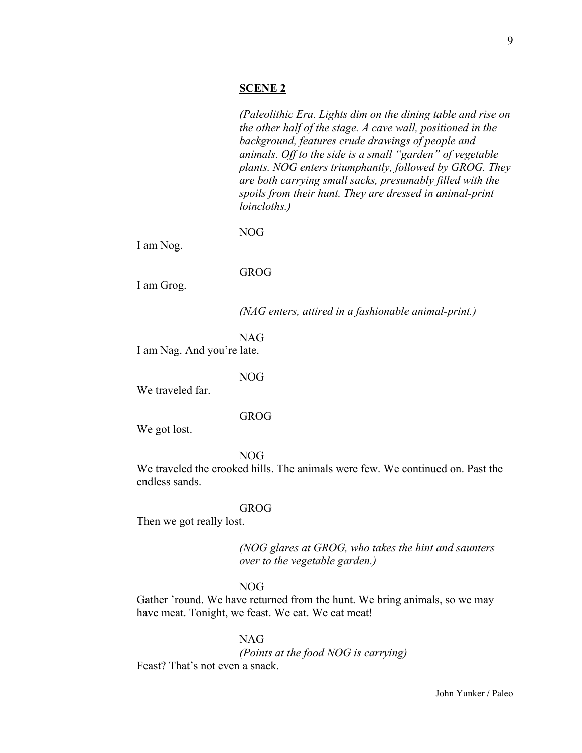**SCENE 2**

*(Paleolithic Era. Lights dim on the dining table and rise on the other half of the stage. A cave wall, positioned in the background, features crude drawings of people and animals. Off to the side is a small "garden" of vegetable plants. NOG enters triumphantly, followed by GROG. They are both carrying small sacks, presumably filled with the spoils from their hunt. They are dressed in animal-print loincloths.)*

NOG

I am Nog.

GROG

I am Grog.

*(NAG enters, attired in a fashionable animal-print.)*

NAG

I am Nag. And you're late.

NOG

We traveled far.

GROG

We got lost.

NOG

We traveled the crooked hills. The animals were few. We continued on. Past the endless sands.

GROG

Then we got really lost.

*(NOG glares at GROG, who takes the hint and saunters over to the vegetable garden.)*

NOG

Gather 'round. We have returned from the hunt. We bring animals, so we may have meat. Tonight, we feast. We eat. We eat meat!

NAG

*(Points at the food NOG is carrying)*

Feast? That's not even a snack.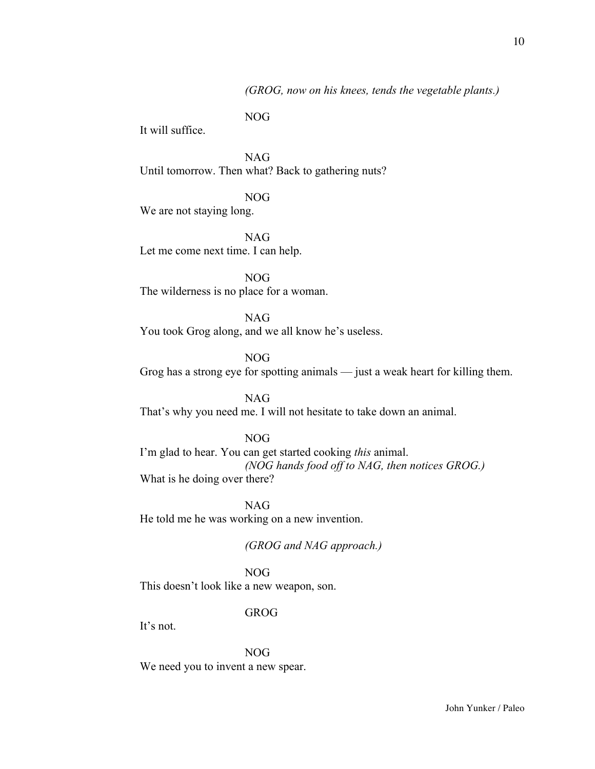*(GROG, now on his knees, tends the vegetable plants.)*

NOG

It will suffice.

NAG

Until tomorrow. Then what? Back to gathering nuts?

NOG

We are not staying long.

NAG

Let me come next time. I can help.

NOG

The wilderness is no place for a woman.

NAG

You took Grog along, and we all know he's useless.

NOG

Grog has a strong eye for spotting animals — just a weak heart for killing them.

NAG

That's why you need me. I will not hesitate to take down an animal.

NOG

I'm glad to hear. You can get started cooking *this* animal.

*(NOG hands food off to NAG, then notices GROG.)*

What is he doing over there?

NAG

He told me he was working on a new invention.

*(GROG and NAG approach.)*

NOG

This doesn't look like a new weapon, son.

GROG

It's not.

NOG

We need you to invent a new spear.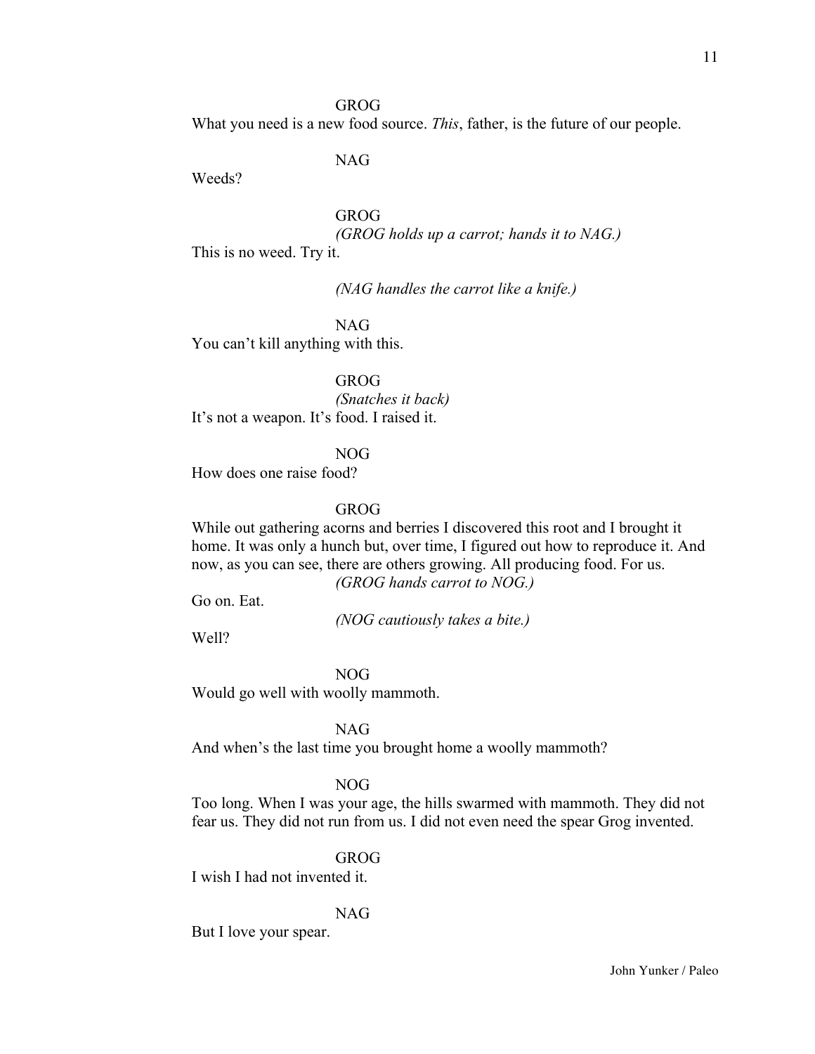GROG

What you need is a new food source. *This*, father, is the future of our people.

NAG

Weeds?

GROG

*(GROG holds up a carrot; hands it to NAG.)*

This is no weed. Try it.

*(NAG handles the carrot like a knife.)*

NAG

You can't kill anything with this.

GROG

*(Snatches it back)*

It's not a weapon. It's food. I raised it.

NOG

How does one raise food?

GROG

While out gathering acorns and berries I discovered this root and I brought it home. It was only a hunch but, over time, I figured out how to reproduce it. And now, as you can see, there are others growing. All producing food. For us.

*(GROG hands carrot to NOG.)*

Go on. Eat.

*(NOG cautiously takes a bite.)*

Well?

NOG

Would go well with woolly mammoth.

NAG

And when's the last time you brought home a woolly mammoth?

NOG

Too long. When I was your age, the hills swarmed with mammoth. They did not fear us. They did not run from us. I did not even need the spear Grog invented.

GROG

I wish I had not invented it.

NAG

But I love your spear.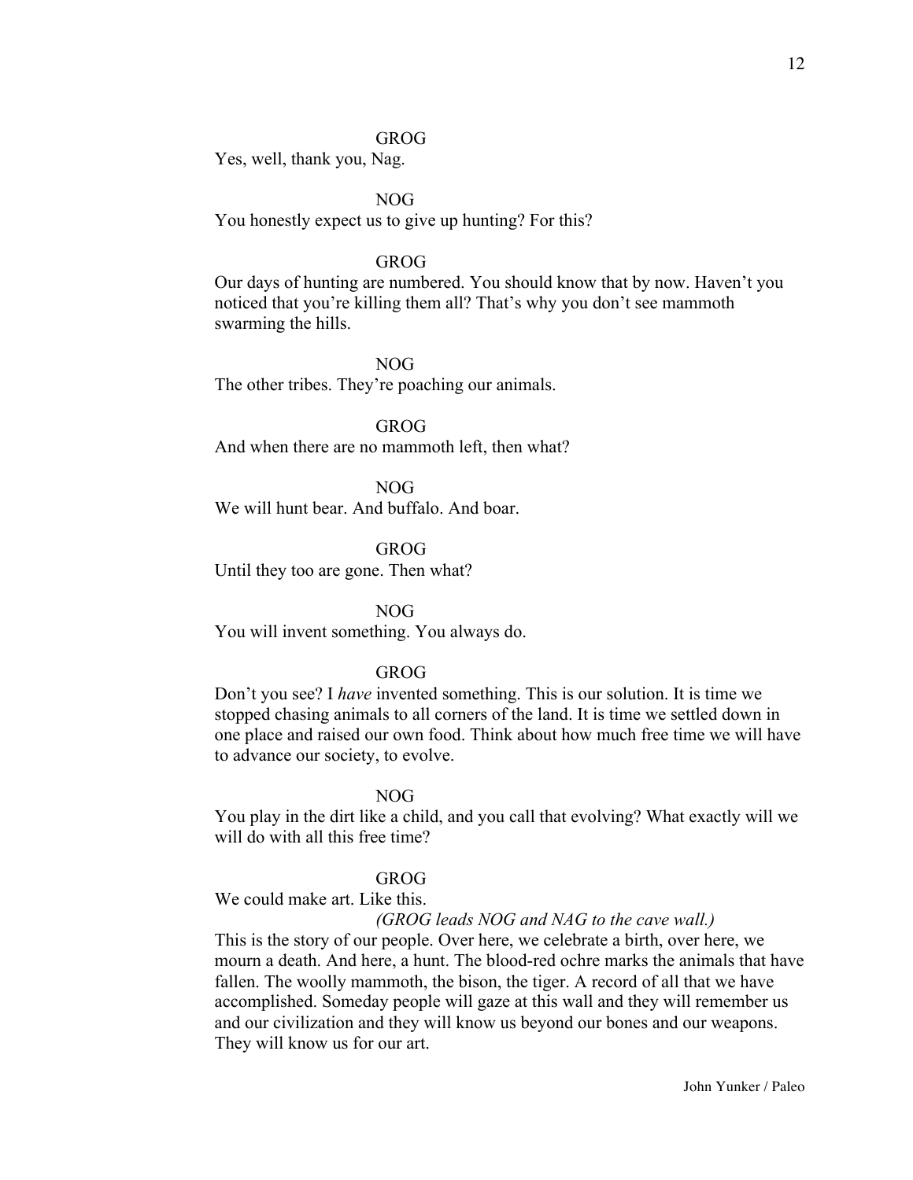GROG

Yes, well, thank you, Nag.

NOG

You honestly expect us to give up hunting? For this?

GROG

Our days of hunting are numbered. You should know that by now. Haven't you noticed that you're killing them all? That's why you don't see mammoth swarming the hills.

NOG

The other tribes. They're poaching our animals.

GROG

And when there are no mammoth left, then what?

NOG

We will hunt bear. And buffalo. And boar.

GROG

Until they too are gone. Then what?

NOG

You will invent something. You always do.

GROG

Don't you see? I *have* invented something. This is our solution. It is time we stopped chasing animals to all corners of the land. It is time we settled down in one place and raised our own food. Think about how much free time we will have to advance our society, to evolve.

NOG

You play in the dirt like a child, and you call that evolving? What exactly will we will do with all this free time?

GROG

We could make art. Like this.

*(GROG leads NOG and NAG to the cave wall.)*

This is the story of our people. Over here, we celebrate a birth, over here, we mourn a death. And here, a hunt. The blood-red ochre marks the animals that have fallen. The woolly mammoth, the bison, the tiger. A record of all that we have accomplished. Someday people will gaze at this wall and they will remember us and our civilization and they will know us beyond our bones and our weapons. They will know us for our art.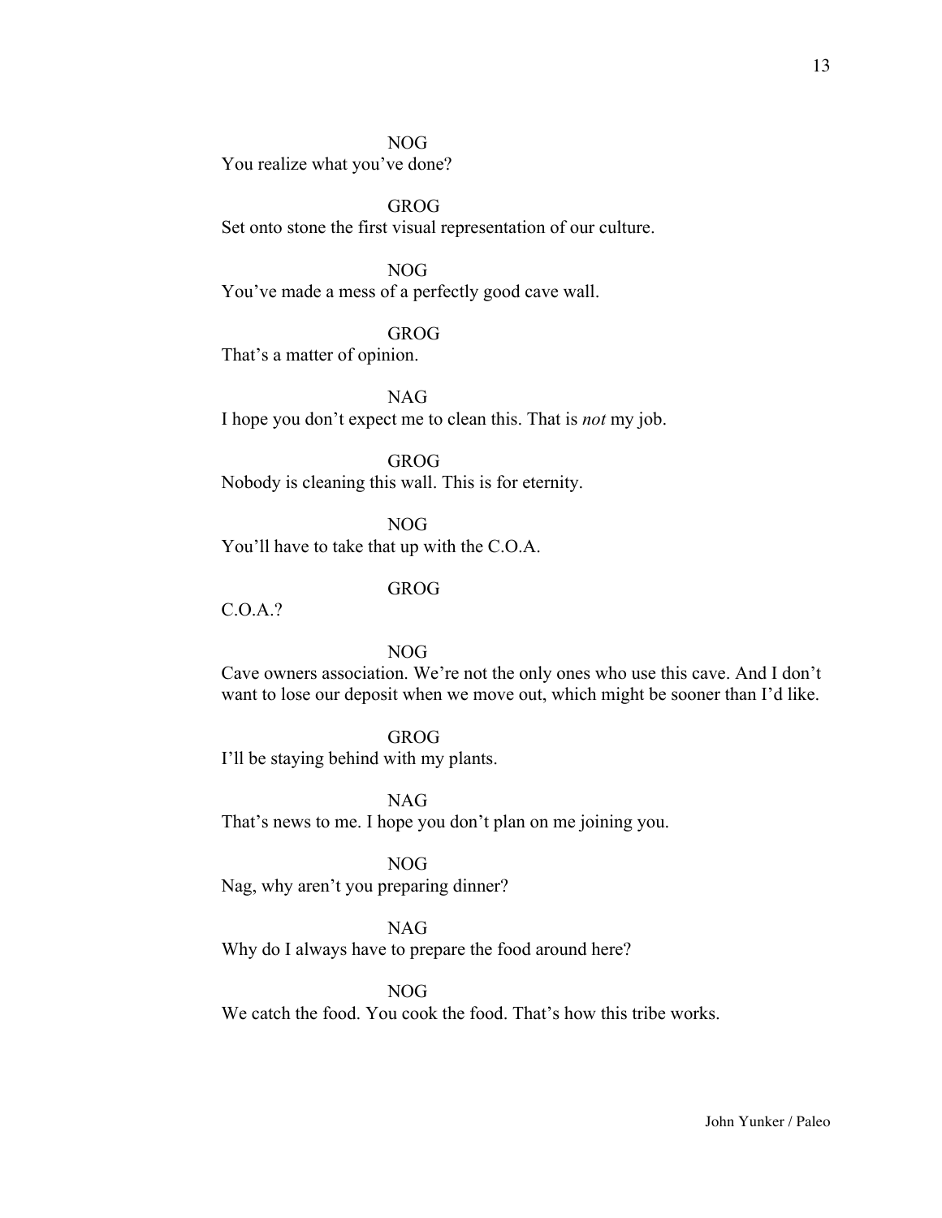NOG

You realize what you've done?

GROG

Set onto stone the first visual representation of our culture.

NOG

You've made a mess of a perfectly good cave wall.

GROG

That's a matter of opinion.

NAG

I hope you don't expect me to clean this. That is *not* my job.

GROG

Nobody is cleaning this wall. This is for eternity.

NOG

You'll have to take that up with the C.O.A.

GROG

C.O.A.?

NOG

Cave owners association. We're not the only ones who use this cave. And I don't want to lose our deposit when we move out, which might be sooner than I'd like.

GROG

I'll be staying behind with my plants.

NAG

That's news to me. I hope you don't plan on me joining you.

NOG

Nag, why aren't you preparing dinner?

NAG

Why do I always have to prepare the food around here?

NOG

We catch the food. You cook the food. That's how this tribe works.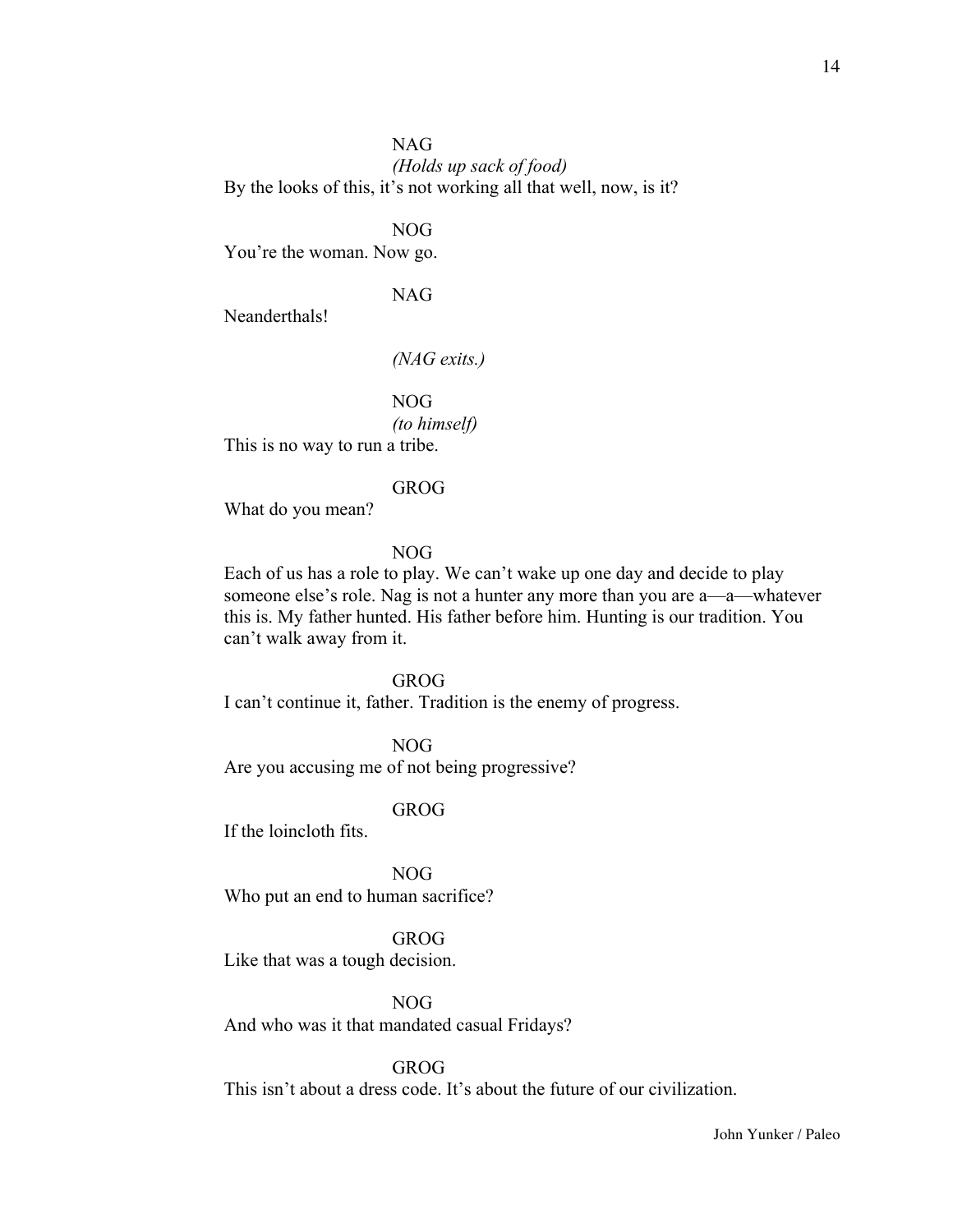NAG

*(Holds up sack of food)*

By the looks of this, it's not working all that well, now, is it?

NOG

You're the woman. Now go.

NAG

Neanderthals!

*(NAG exits.)*

NOG

*(to himself)*

This is no way to run a tribe.

GROG

What do you mean?

NOG

Each of us has a role to play. We can't wake up one day and decide to play someone else's role. Nag is not a hunter any more than you are a—a—whatever this is. My father hunted. His father before him. Hunting is our tradition. You can't walk away from it.

GROG

I can't continue it, father. Tradition is the enemy of progress.

NOG

Are you accusing me of not being progressive?

GROG

If the loincloth fits.

NOG

Who put an end to human sacrifice?

GROG

Like that was a tough decision.

NOG

And who was it that mandated casual Fridays?

GROG

This isn't about a dress code. It's about the future of our civilization.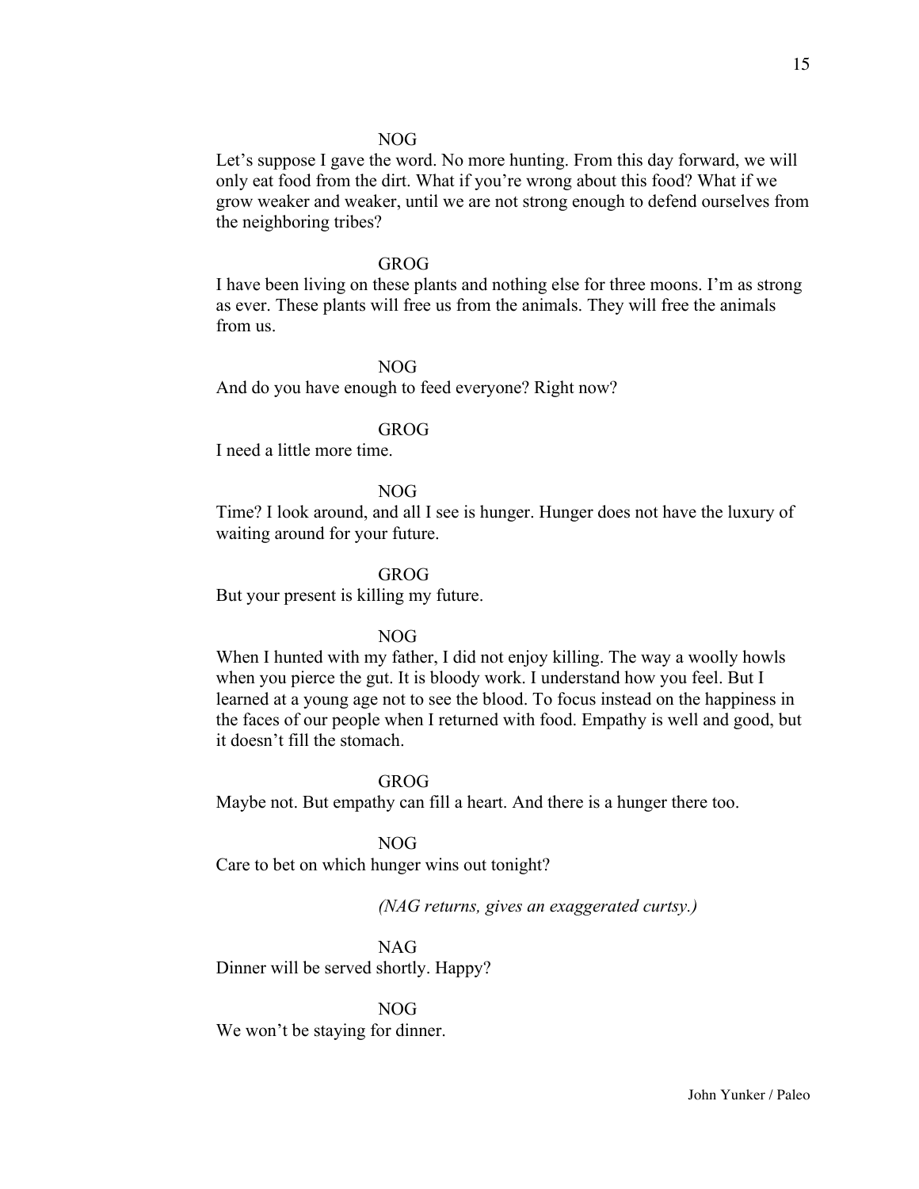NOG

Let's suppose I gave the word. No more hunting. From this day forward, we will only eat food from the dirt. What if you're wrong about this food? What if we grow weaker and weaker, until we are not strong enough to defend ourselves from the neighboring tribes?

GROG

I have been living on these plants and nothing else for three moons. I'm as strong as ever. These plants will free us from the animals. They will free the animals from us.

NOG

And do you have enough to feed everyone? Right now?

GROG

I need a little more time.

NOG

Time? I look around, and all I see is hunger. Hunger does not have the luxury of waiting around for your future.

GROG

But your present is killing my future.

NOG

When I hunted with my father, I did not enjoy killing. The way a woolly howls when you pierce the gut. It is bloody work. I understand how you feel. But I learned at a young age not to see the blood. To focus instead on the happiness in the faces of our people when I returned with food. Empathy is well and good, but it doesn't fill the stomach.

GROG

Maybe not. But empathy can fill a heart. And there is a hunger there too.

NOG

Care to bet on which hunger wins out tonight?

*(NAG returns, gives an exaggerated curtsy.)*

NAG

Dinner will be served shortly. Happy?

NOG

We won't be staying for dinner.